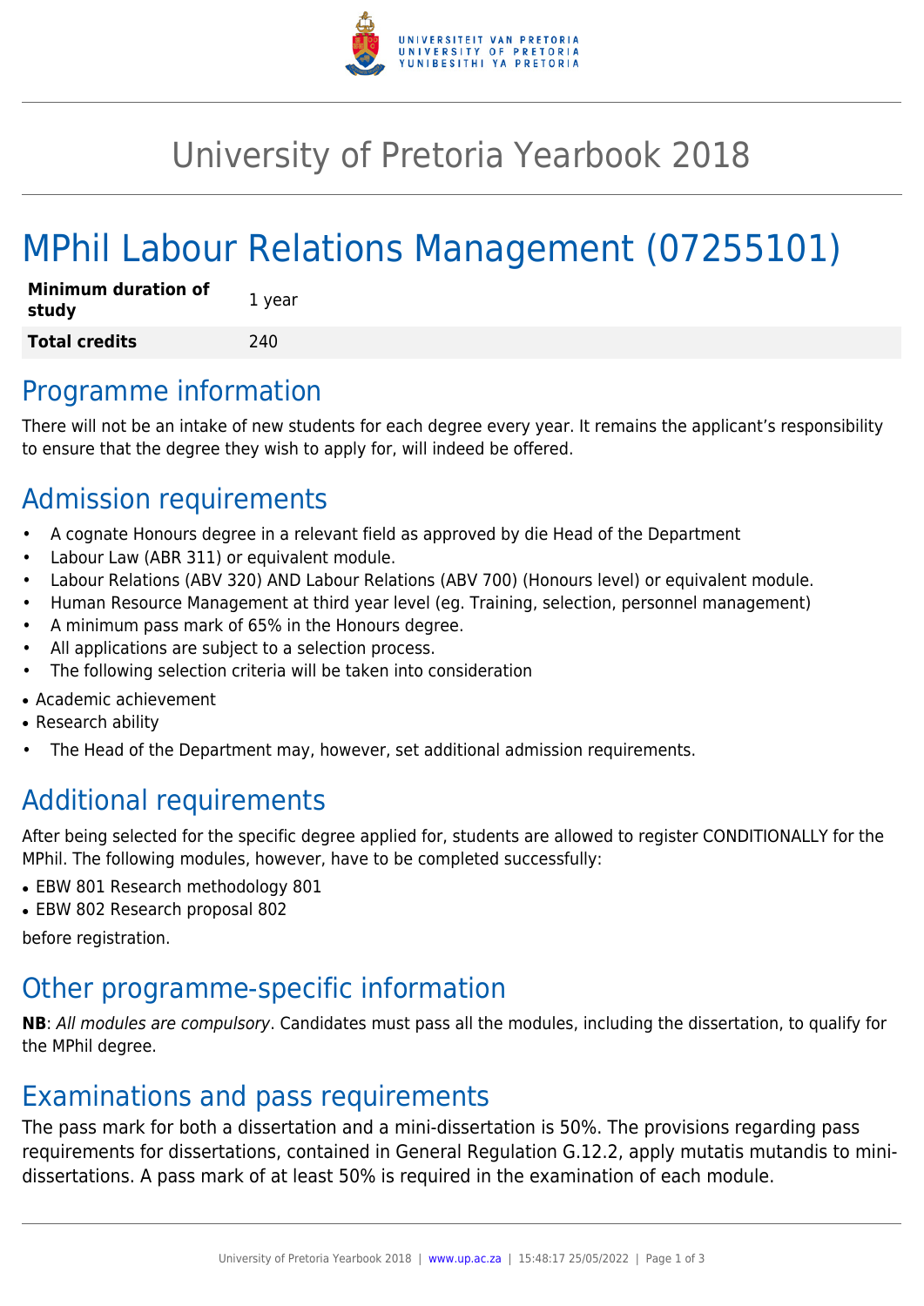# University of Pretoria Yearbook 2018

# MPhil Labour Relations Management (07255101)

| **Minimum duration of study** | 1 year |
| --- | --- |
| **Total credits** | 240 |

## Programme information

There will not be an intake of new students for each degree every year. It remains the applicant's responsibility to ensure that the degree they wish to apply for, will indeed be offered.

## Admission requirements

- A cognate Honours degree in a relevant field as approved by die Head of the Department
- Labour Law (ABR 311) or equivalent module.
- Labour Relations (ABV 320) AND Labour Relations (ABV 700) (Honours level) or equivalent module.
- Human Resource Management at third year level (eg. Training, selection, personnel management)
- A minimum pass mark of 65% in the Honours degree.
- All applications are subject to a selection process.
- The following selection criteria will be taken into consideration
- Academic achievement
- Research ability
- The Head of the Department may, however, set additional admission requirements.

## Additional requirements

After being selected for the specific degree applied for, students are allowed to register CONDITIONALLY for the MPhil. The following modules, however, have to be completed successfully:

- EBW 801 Research methodology 801
- EBW 802 Research proposal 802

before registration.

## Other programme-specific information

**NB**: *All modules are compulsory*. Candidates must pass all the modules, including the dissertation, to qualify for the MPhil degree.

## Examinations and pass requirements

The pass mark for both a dissertation and a mini-dissertation is 50%. The provisions regarding pass requirements for dissertations, contained in General Regulation G.12.2, apply mutatis mutandis to mini-dissertations. A pass mark of at least 50% is required in the examination of each module.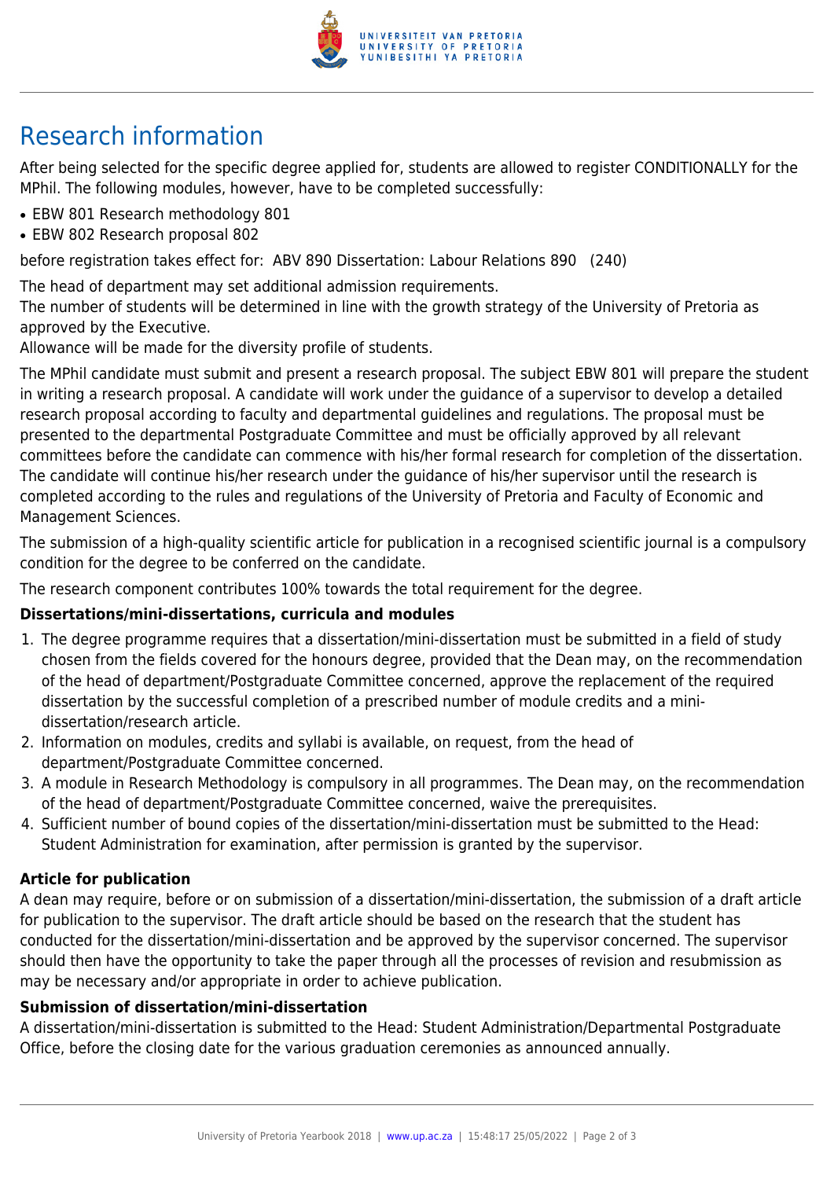# Research information

After being selected for the specific degree applied for, students are allowed to register CONDITIONALLY for the MPhil. The following modules, however, have to be completed successfully:

- EBW 801 Research methodology 801
- EBW 802 Research proposal 802

before registration takes effect for: ABV 890 Dissertation: Labour Relations 890 (240)

The head of department may set additional admission requirements.
The number of students will be determined in line with the growth strategy of the University of Pretoria as approved by the Executive.
Allowance will be made for the diversity profile of students.

The MPhil candidate must submit and present a research proposal. The subject EBW 801 will prepare the student in writing a research proposal. A candidate will work under the guidance of a supervisor to develop a detailed research proposal according to faculty and departmental guidelines and regulations. The proposal must be presented to the departmental Postgraduate Committee and must be officially approved by all relevant committees before the candidate can commence with his/her formal research for completion of the dissertation. The candidate will continue his/her research under the guidance of his/her supervisor until the research is completed according to the rules and regulations of the University of Pretoria and Faculty of Economic and Management Sciences.

The submission of a high-quality scientific article for publication in a recognised scientific journal is a compulsory condition for the degree to be conferred on the candidate.

The research component contributes 100% towards the total requirement for the degree.

### Dissertations/mini-dissertations, curricula and modules

1. The degree programme requires that a dissertation/mini-dissertation must be submitted in a field of study chosen from the fields covered for the honours degree, provided that the Dean may, on the recommendation of the head of department/Postgraduate Committee concerned, approve the replacement of the required dissertation by the successful completion of a prescribed number of module credits and a mini-dissertation/research article.
2. Information on modules, credits and syllabi is available, on request, from the head of department/Postgraduate Committee concerned.
3. A module in Research Methodology is compulsory in all programmes. The Dean may, on the recommendation of the head of department/Postgraduate Committee concerned, waive the prerequisites.
4. Sufficient number of bound copies of the dissertation/mini-dissertation must be submitted to the Head: Student Administration for examination, after permission is granted by the supervisor.

### Article for publication

A dean may require, before or on submission of a dissertation/mini-dissertation, the submission of a draft article for publication to the supervisor. The draft article should be based on the research that the student has conducted for the dissertation/mini-dissertation and be approved by the supervisor concerned. The supervisor should then have the opportunity to take the paper through all the processes of revision and resubmission as may be necessary and/or appropriate in order to achieve publication.

### Submission of dissertation/mini-dissertation

A dissertation/mini-dissertation is submitted to the Head: Student Administration/Departmental Postgraduate Office, before the closing date for the various graduation ceremonies as announced annually.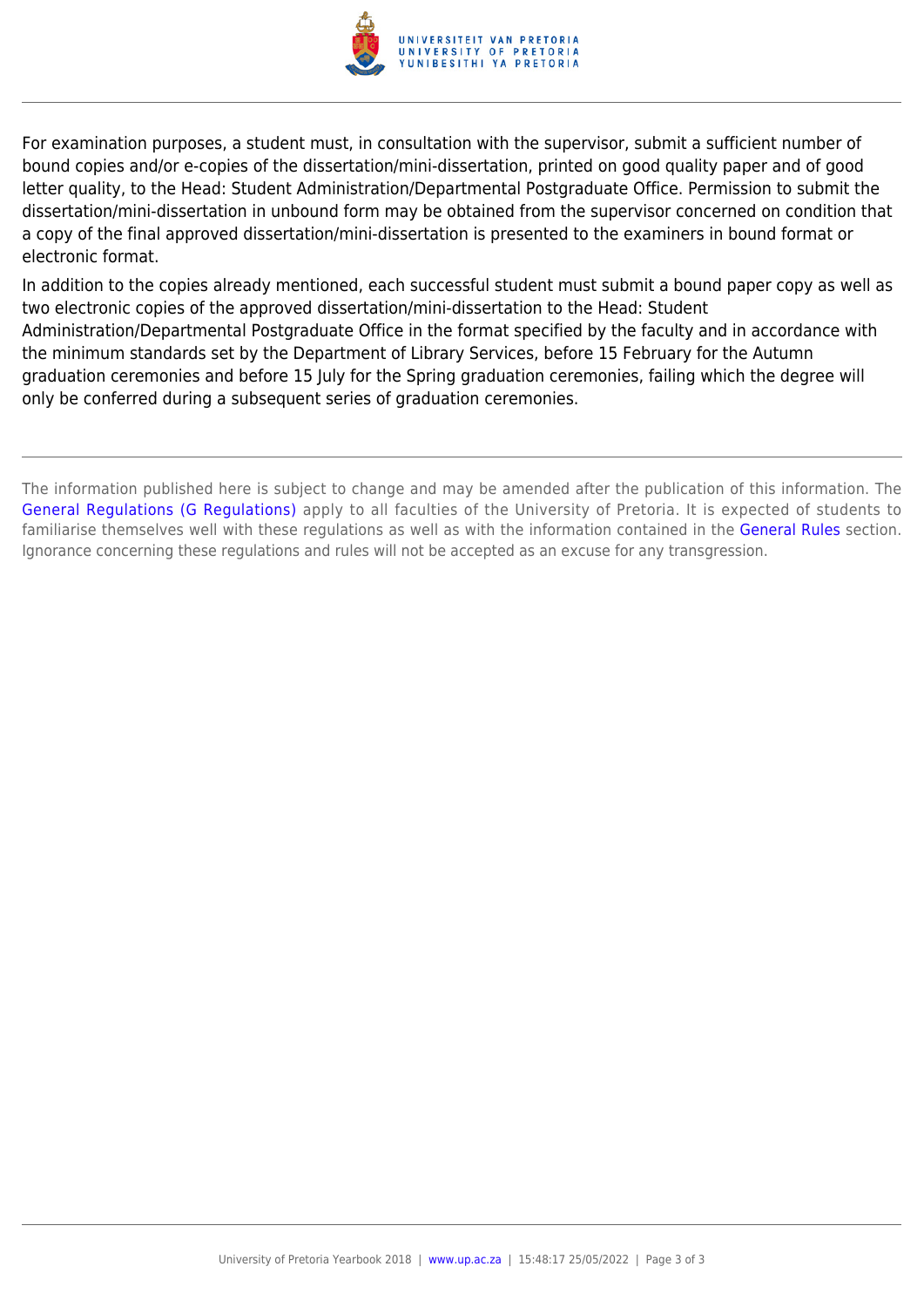For examination purposes, a student must, in consultation with the supervisor, submit a sufficient number of bound copies and/or e-copies of the dissertation/mini-dissertation, printed on good quality paper and of good letter quality, to the Head: Student Administration/Departmental Postgraduate Office. Permission to submit the dissertation/mini-dissertation in unbound form may be obtained from the supervisor concerned on condition that a copy of the final approved dissertation/mini-dissertation is presented to the examiners in bound format or electronic format.

In addition to the copies already mentioned, each successful student must submit a bound paper copy as well as two electronic copies of the approved dissertation/mini-dissertation to the Head: Student Administration/Departmental Postgraduate Office in the format specified by the faculty and in accordance with the minimum standards set by the Department of Library Services, before 15 February for the Autumn graduation ceremonies and before 15 July for the Spring graduation ceremonies, failing which the degree will only be conferred during a subsequent series of graduation ceremonies.

---

The information published here is subject to change and may be amended after the publication of this information. The General Regulations (G Regulations) apply to all faculties of the University of Pretoria. It is expected of students to familiarise themselves well with these regulations as well as with the information contained in the General Rules section. Ignorance concerning these regulations and rules will not be accepted as an excuse for any transgression.